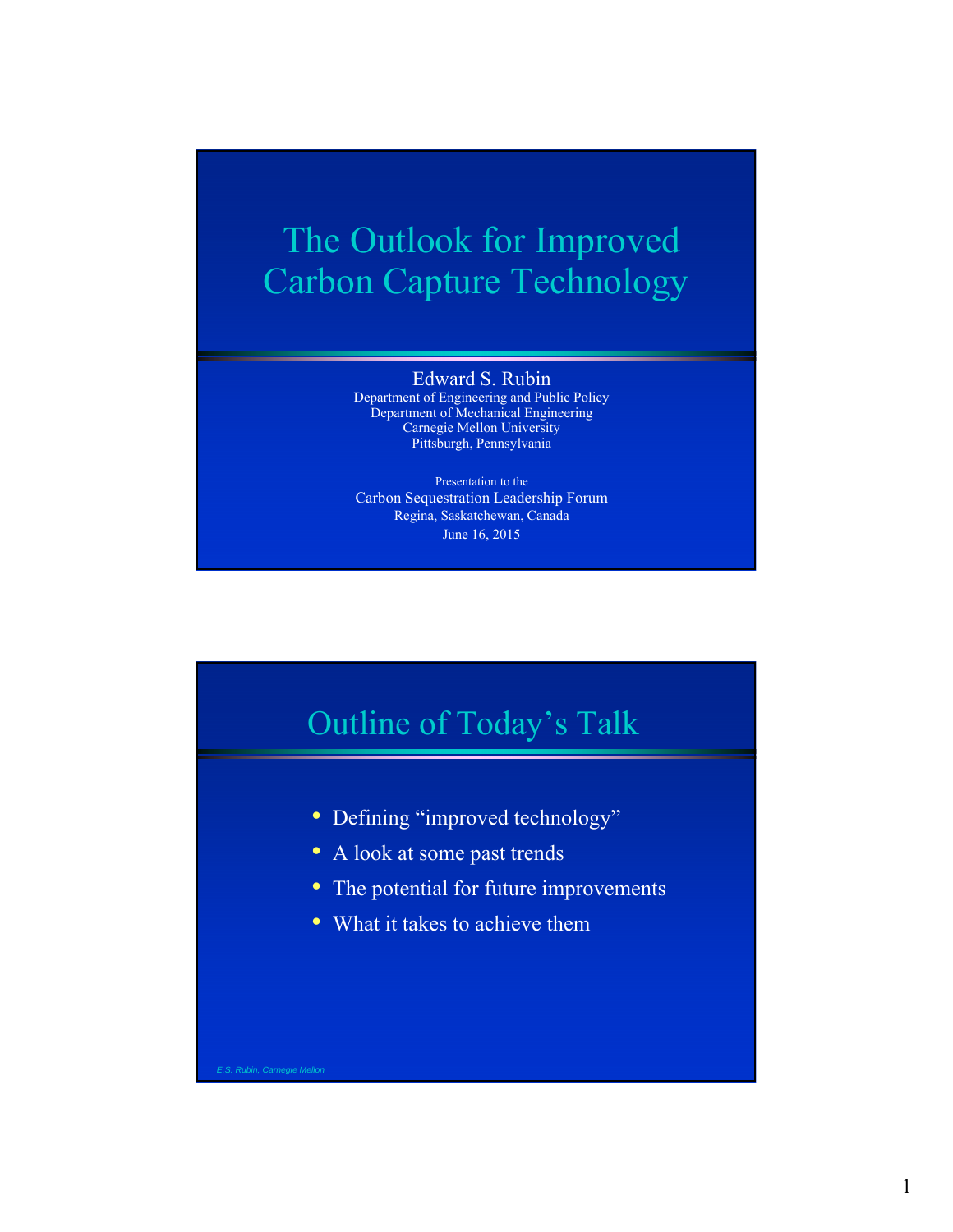# The Outlook for Improved Carbon Capture Technology

Edward S. Rubin
Department of Engineering and Public Policy
Department of Mechanical Engineering
Carnegie Mellon University
Pittsburgh, Pennsylvania

Presentation to the
Carbon Sequestration Leadership Forum
Regina, Saskatchewan, Canada
June 16, 2015

## Outline of Today's Talk

- Defining "improved technology"
- A look at some past trends
- The potential for future improvements
- What it takes to achieve them

*E.S. Rubin, Carnegie Mellon*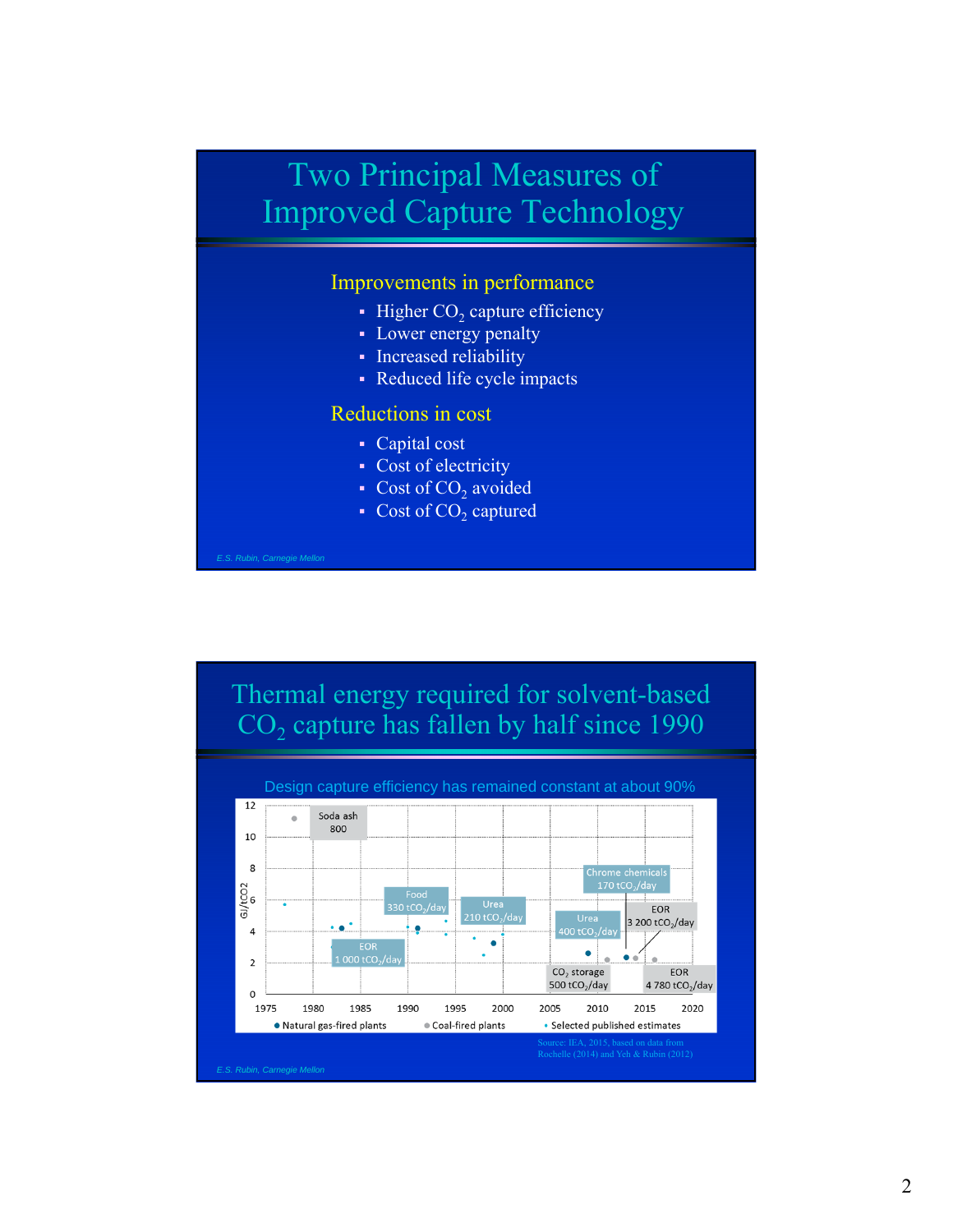# Two Principal Measures of Improved Capture Technology

## Improvements in performance

- Higher $CO_2$ capture efficiency
- Lower energy penalty
- Increased reliability
- Reduced life cycle impacts

## Reductions in cost

- Capital cost
- Cost of electricity
- Cost of $CO_2$ avoided
- Cost of $CO_2$ captured

*E.S. Rubin, Carnegie Mellon*

# Thermal energy required for solvent-based $CO_2$ capture has fallen by half since 1990

Design capture efficiency has remained constant at about 90%

Chart labels: GJ/tCO2 (0–12); years 1975–2020; Soda ash 800; Food 330 $tCO_2$/day; Urea 210 $tCO_2$/day; Chrome chemicals 170 $tCO_2$/day; EOR 1 000 $tCO_2$/day; Urea 400 $tCO_2$/day; EOR 3 200 $tCO_2$/day; $CO_2$ storage 500 $tCO_2$/day; EOR 4 780 $tCO_2$/day. Legend: Natural gas-fired plants; Coal-fired plants; Selected published estimates.

Source: IEA, 2015, based on data from Rochelle (2014) and Yeh & Rubin (2012)

*E.S. Rubin, Carnegie Mellon*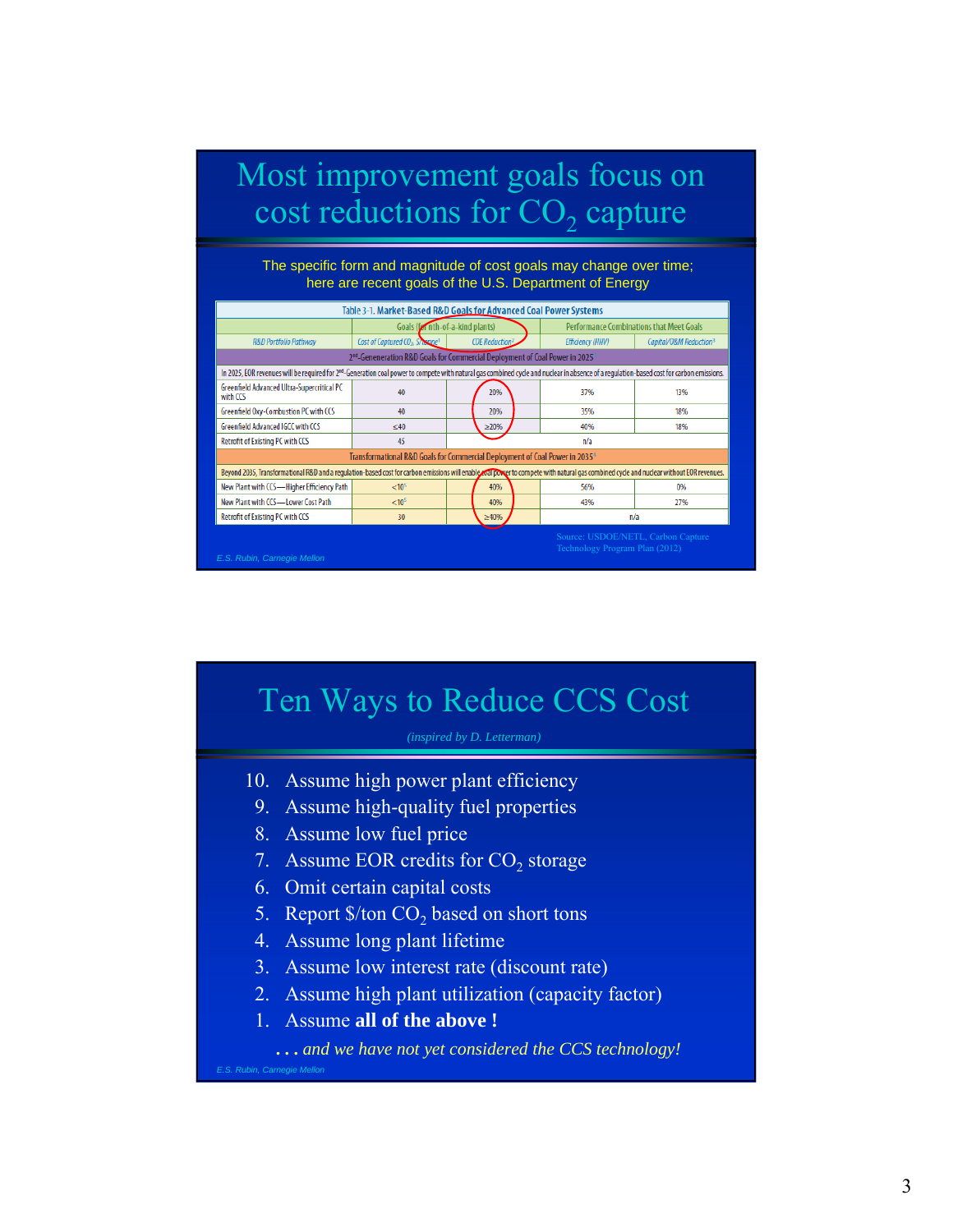# Most improvement goals focus on cost reductions for $CO_2$ capture

The specific form and magnitude of cost goals may change over time; here are recent goals of the U.S. Department of Energy

Table 3-1. Market-Based R&D Goals for Advanced Coal Power Systems

| | Goals (for nth-of-a-kind plants) | | Performance Combinations that Meet Goals | |
|---|---|---|---|---|
| R&D Portfolio Pathway | Cost of Captured $CO_2$, $/tonne[1] | COE Reduction[2] | Efficiency (HHV) | Capital/O&M Reduction[3] |
| **2nd-Generation R&D Goals for Commercial Deployment of Coal Power in 2025[4]** | | | | |
| In 2025, EOR revenues will be required for 2nd-Generation coal power to compete with natural gas combined cycle and nuclear in absence of a regulation-based cost for carbon emissions. | | | | |
| Greenfield Advanced Ultra-Supercritical PC with CCS | 40 | 20% | 37% | 13% |
| Greenfield Oxy-Combustion PC with CCS | 40 | 20% | 35% | 18% |
| Greenfield Advanced IGCC with CCS | ≤40 | ≥20% | 40% | 18% |
| Retrofit of Existing PC with CCS | 45 | n/a | | |
| **Transformational R&D Goals for Commercial Deployment of Coal Power in 2035[4]** | | | | |
| Beyond 2035, Transformational R&D and a regulation-based cost for carbon emissions will enable coal power to compete with natural gas combined cycle and nuclear without EOR revenues. | | | | |
| New Plant with CCS—Higher Efficiency Path | <10[5] | 40% | 56% | 0% |
| New Plant with CCS—Lower Cost Path | <10[5] | 40% | 43% | 27% |
| Retrofit of Existing PC with CCS | 30 | ≥40% | n/a | |

Source: USDOE/NETL, Carbon Capture Technology Program Plan (2012)

E.S. Rubin, Carnegie Mellon

# Ten Ways to Reduce CCS Cost

*(inspired by D. Letterman)*

10. Assume high power plant efficiency
9. Assume high-quality fuel properties
8. Assume low fuel price
7. Assume EOR credits for $CO_2$ storage
6. Omit certain capital costs
5. Report \$/ton $CO_2$ based on short tons
4. Assume long plant lifetime
3. Assume low interest rate (discount rate)
2. Assume high plant utilization (capacity factor)
1. Assume **all of the above !**

*. . . and we have not yet considered the CCS technology!*

E.S. Rubin, Carnegie Mellon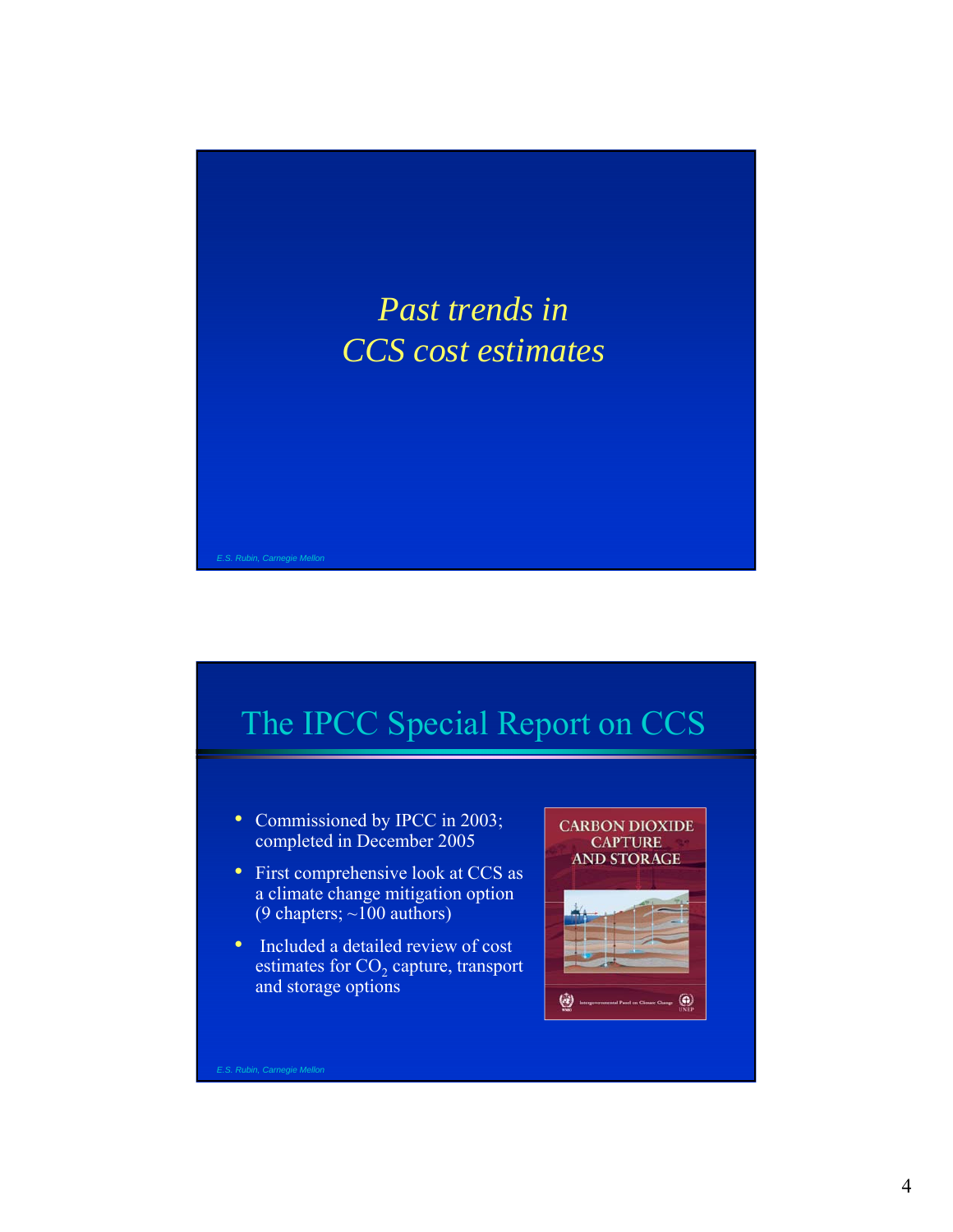*Past trends in CCS cost estimates*

# The IPCC Special Report on CCS

- Commissioned by IPCC in 2003; completed in December 2005
- First comprehensive look at CCS as a climate change mitigation option (9 chapters; ~100 authors)
- Included a detailed review of cost estimates for $CO_2$ capture, transport and storage options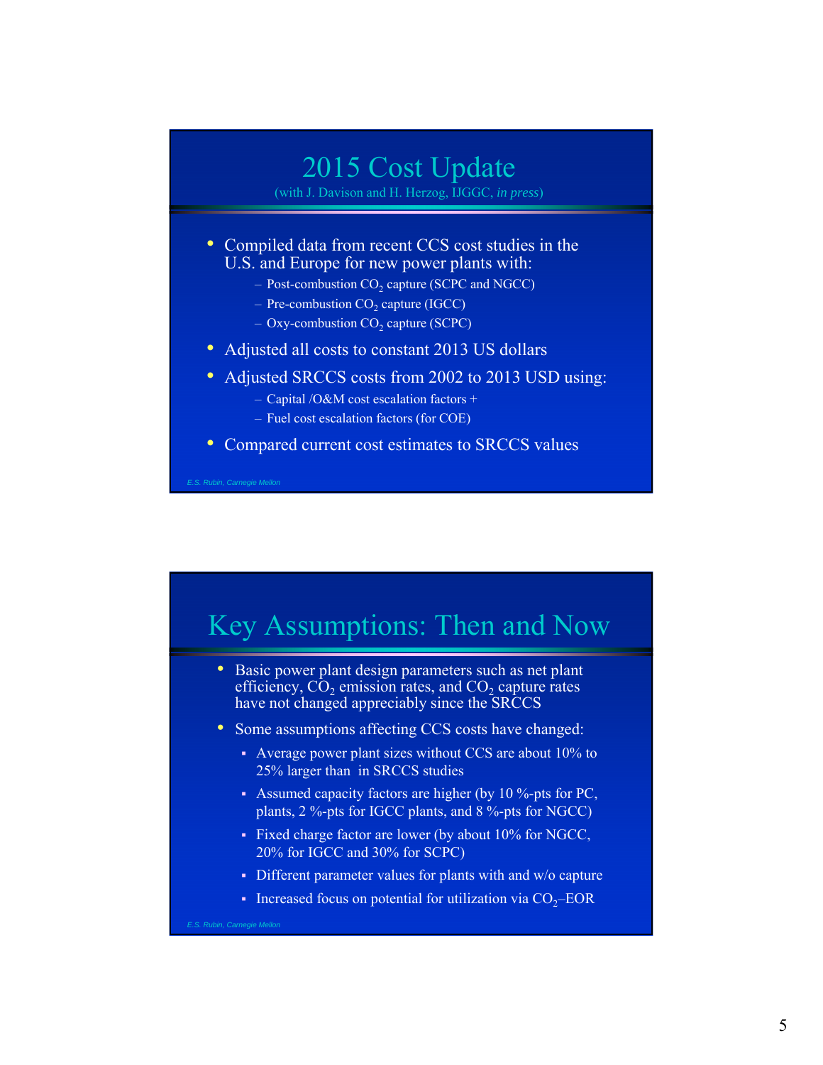## 2015 Cost Update

(with J. Davison and H. Herzog, IJGGC, *in press*)

- Compiled data from recent CCS cost studies in the U.S. and Europe for new power plants with:
  - Post-combustion $CO_2$ capture (SCPC and NGCC)
  - Pre-combustion $CO_2$ capture (IGCC)
  - Oxy-combustion $CO_2$ capture (SCPC)
- Adjusted all costs to constant 2013 US dollars
- Adjusted SRCCS costs from 2002 to 2013 USD using:
  - Capital /O&M cost escalation factors +
  - Fuel cost escalation factors (for COE)
- Compared current cost estimates to SRCCS values

*E.S. Rubin, Carnegie Mellon*

## Key Assumptions: Then and Now

- Basic power plant design parameters such as net plant efficiency, $CO_2$ emission rates, and $CO_2$ capture rates have not changed appreciably since the SRCCS
- Some assumptions affecting CCS costs have changed:
  - Average power plant sizes without CCS are about 10% to 25% larger than in SRCCS studies
  - Assumed capacity factors are higher (by 10 %-pts for PC, plants, 2 %-pts for IGCC plants, and 8 %-pts for NGCC)
  - Fixed charge factor are lower (by about 10% for NGCC, 20% for IGCC and 30% for SCPC)
  - Different parameter values for plants with and w/o capture
  - Increased focus on potential for utilization via $CO_2$–EOR

*E.S. Rubin, Carnegie Mellon*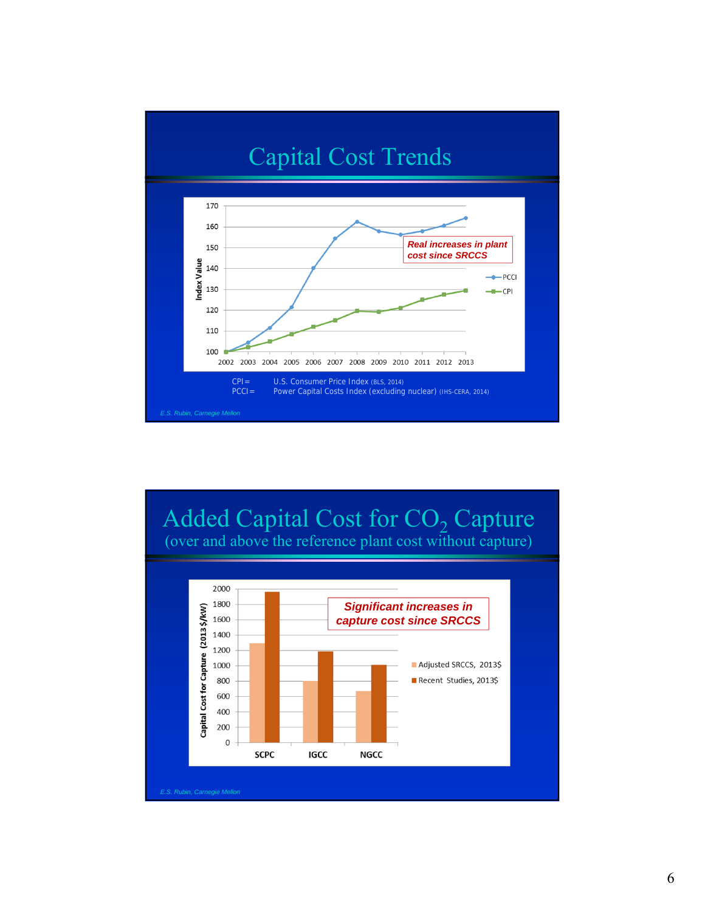# Capital Cost Trends

| Year | PCCI | CPI |
|---|---|---|
| 2002 | 100 | 100 |
| 2003 | 105 | 102 |
| 2004 | 112 | 105 |
| 2005 | 121 | 109 |
| 2006 | 140 | 112 |
| 2007 | 154 | 115 |
| 2008 | 162 | 120 |
| 2009 | 158 | 119 |
| 2010 | 156 | 121 |
| 2011 | 158 | 125 |
| 2012 | 160 | 128 |
| 2013 | 164 | 129 |

Index Value

*Real increases in plant cost since SRCCS*

CPI = U.S. Consumer Price Index (BLS, 2014)

PCCI = Power Capital Costs Index (excluding nuclear) (IHS-CERA, 2014)

*E.S. Rubin, Carnegie Mellon*

# Added Capital Cost for $CO_2$ Capture

## (over and above the reference plant cost without capture)

Capital Cost for Capture (2013 $/kW)

| | Adjusted SRCCS, 2013$ | Recent Studies, 2013$ |
|---|---|---|
| SCPC | 1290 | 1960 |
| IGCC | 800 | 1180 |
| NGCC | 670 | 1010 |

*Significant increases in capture cost since SRCCS*

*E.S. Rubin, Carnegie Mellon*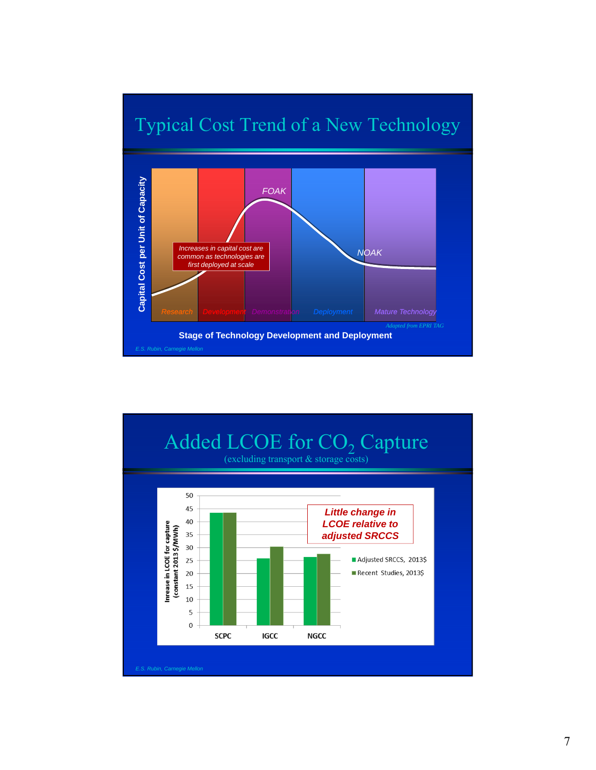## Typical Cost Trend of a New Technology

Capital Cost per Unit of Capacity

Research | Development | Demonstration | Deployment | Mature Technology

FOAK

NOAK

Increases in capital cost are common as technologies are first deployed at scale

*Adapted from EPRI TAG*

Stage of Technology Development and Deployment

*E.S. Rubin, Carnegie Mellon*

## Added LCOE for $CO_2$ Capture

(excluding transport & storage costs)

Inrease in LCOE for capture (constant 2013 $/MWh)

| | Adjusted SRCCS, 2013$ | Recent Studies, 2013$ |
|---|---|---|
| SCPC | ~43.5 | ~43.5 |
| IGCC | ~26 | ~30.5 |
| NGCC | ~26.5 | ~27.5 |

*Little change in LCOE relative to adjusted SRCCS*

*E.S. Rubin, Carnegie Mellon*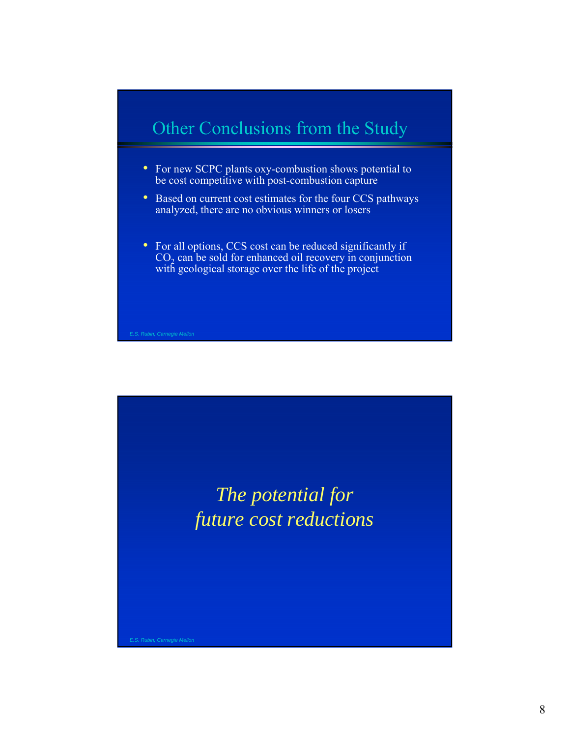## Other Conclusions from the Study

- For new SCPC plants oxy-combustion shows potential to be cost competitive with post-combustion capture
- Based on current cost estimates for the four CCS pathways analyzed, there are no obvious winners or losers
- For all options, CCS cost can be reduced significantly if $CO_2$ can be sold for enhanced oil recovery in conjunction with geological storage over the life of the project

E.S. Rubin, Carnegie Mellon

*The potential for future cost reductions*

E.S. Rubin, Carnegie Mellon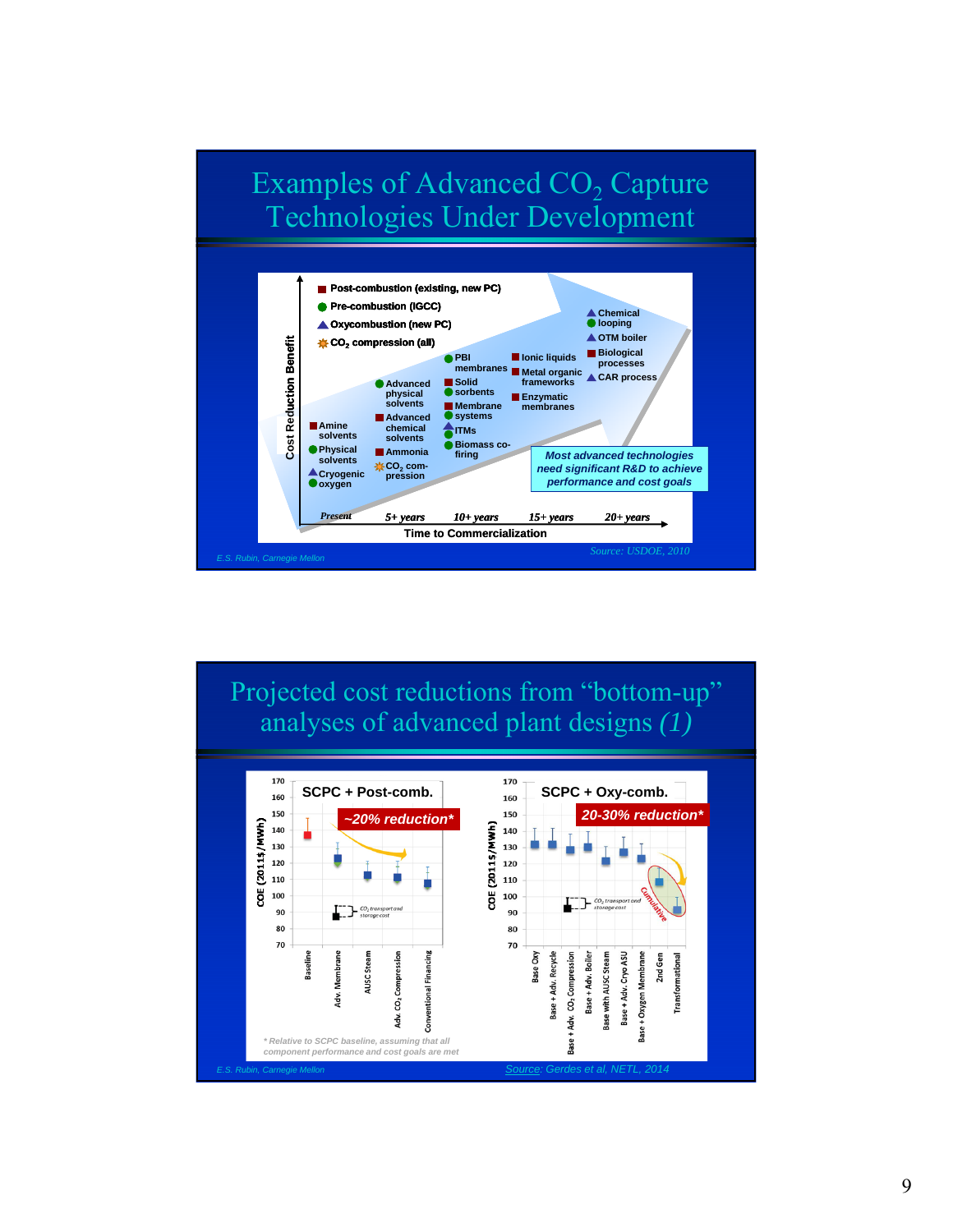# Examples of Advanced $CO_2$ Capture Technologies Under Development

- ■ Post-combustion (existing, new PC)
- ● Pre-combustion (IGCC)
- ▲ Oxycombustion (new PC)
- ✸ $CO_2$ compression (all)

Cost Reduction Benefit (vertical axis) vs. Time to Commercialization (horizontal axis)

**Present:**
- ■ Amine solvents
- ● Physical solvents
- ▲ Cryogenic oxygen

**5+ years:**
- ● Advanced physical solvents
- ■ Advanced chemical solvents
- ■ Ammonia
- ✸ $CO_2$ compression

**10+ years:**
- ● PBI membranes
- ■ Solid sorbents
- ■ Membrane systems
- ▲ ITMs
- ● Biomass co-firing

**15+ years:**
- ■ Ionic liquids
- ■ Metal organic frameworks
- ■ Enzymatic membranes

**20+ years:**
- ▲ Chemical looping
- ● Chemical looping
- ▲ OTM boiler
- ■ Biological processes
- ▲ CAR process

*Most advanced technologies need significant R&D to achieve performance and cost goals*

Source: USDOE, 2010

E.S. Rubin, Carnegie Mellon

# Projected cost reductions from "bottom-up" analyses of advanced plant designs *(1)*

**SCPC + Post-comb.** — *~20% reduction\**

COE (2011$/MWh), axis 70–170. Categories: Baseline, Adv. Membrane, AUSC Steam, Adv. $CO_2$ Compression, Conventional Financing. $CO_2$ transport and storage cost indicated.

**SCPC + Oxy-comb.** — *20-30% reduction\**

COE (2011$/MWh), axis 70–170. Categories: Base Oxy, Base + Adv. Recycle, Base + Adv. $CO_2$ Compression, Base + Adv. Boiler, Base with AUSC Steam, Base + Adv. Cryo ASU, Base + Oxygen Membrane, 2nd Gen, Transformational. Cumulative. $CO_2$ transport and storage cost indicated.

*\* Relative to SCPC baseline, assuming that all component performance and cost goals are met*

Source: Gerdes et al, NETL, 2014

E.S. Rubin, Carnegie Mellon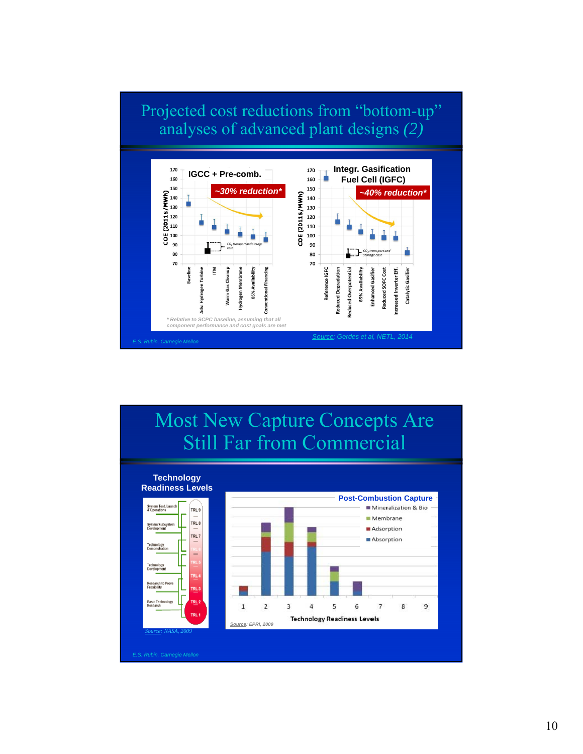## Projected cost reductions from "bottom-up" analyses of advanced plant designs *(2)*

**IGCC + Pre-comb.**

**~30% reduction***

COE (2011$/MWh)

Baseline, Adv. Hydrogen Turbine, ITM, Warm Gas Cleanup, Hydrogen Membrane, 85% Availability, Conventional Financing

$CO_2$ transport and storage cost

**Integr. Gasification Fuel Cell (IGFC)**

**~40% reduction***

COE (2011$/MWh)

Reference IGFC, Reduced Degradation, Reduced Overpotential, 85% Availability, Enhanced Gasifier, Reduced SOFC Cost, Increased Inverter Eff., Catalytic Gasifier

$CO_2$ transport and storage cost

*\* Relative to SCPC baseline, assuming that all component performance and cost goals are met*

*Source: Gerdes et al, NETL, 2014*

*E.S. Rubin, Carnegie Mellon*

## Most New Capture Concepts Are Still Far from Commercial

**Technology Readiness Levels**

System Test, Launch & Operations — TRL 9

System/Subsystem Development — TRL 8, TRL 7

Technology Demonstration — TRL 6, TRL 5

Technology Development — TRL 4

Research to Prove Feasibility — TRL 3, TRL 2

Basic Technology Research — TRL 1

*Source: NASA, 2009*

**Post-Combustion Capture**

Mineralization & Bio; Membrane; Adsorption; Absorption

Technology Readiness Levels: 1 2 3 4 5 6 7 8 9

*Source: EPRI, 2009*

*E.S. Rubin, Carnegie Mellon*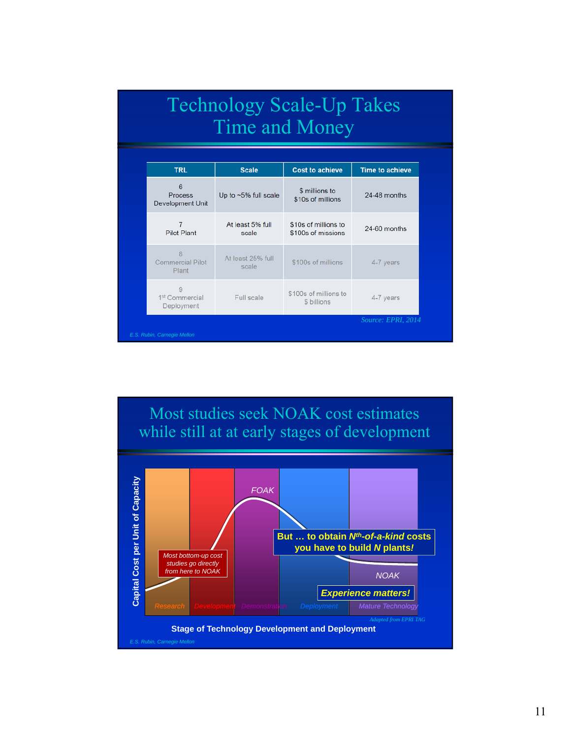## Technology Scale-Up Takes Time and Money

| TRL | Scale | Cost to achieve | Time to achieve |
|---|---|---|---|
| 6 Process Development Unit | Up to ~5% full scale | $ millions to $10s of millions | 24-48 months |
| 7 Pilot Plant | At least 5% full scale | $10s of millions to $100s of missions | 24-60 months |
| 8 Commercial Pilot Plant | At least 25% full scale | $100s of millions | 4-7 years |
| 9 1st Commercial Deployment | Full scale | $100s of millions to $ billions | 4-7 years |

Source: EPRI, 2014

E.S. Rubin, Carnegie Mellon

## Most studies seek NOAK cost estimates while still at at early stages of development

Capital Cost per Unit of Capacity

FOAK

NOAK

Most bottom-up cost studies go directly from here to NOAK

**But … to obtain $N^{th}$-of-a-kind costs you have to build $N$ plants!**

***Experience matters!***

Research | Development | Demonstration | Deployment | Mature Technology

**Stage of Technology Development and Deployment**

*Adapted from EPRI TAG*

E.S. Rubin, Carnegie Mellon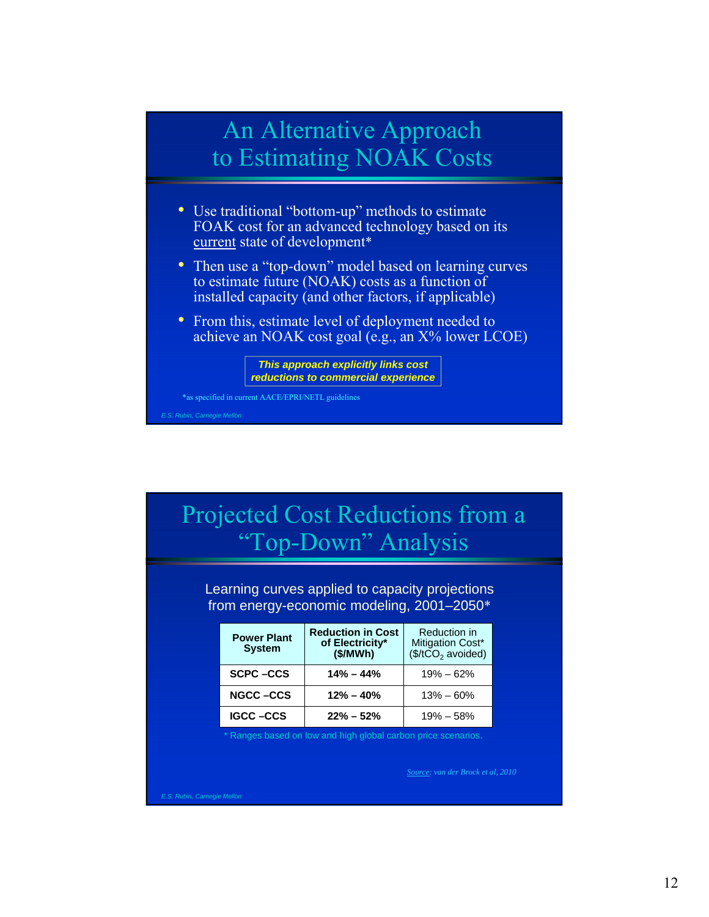# An Alternative Approach to Estimating NOAK Costs

- Use traditional "bottom-up" methods to estimate FOAK cost for an advanced technology based on its current state of development*
- Then use a "top-down" model based on learning curves to estimate future (NOAK) costs as a function of installed capacity (and other factors, if applicable)
- From this, estimate level of deployment needed to achieve an NOAK cost goal (e.g., an X% lower LCOE)

***This approach explicitly links cost reductions to commercial experience***

*as specified in current AACE/EPRI/NETL guidelines

*E.S. Rubin, Carnegie Mellon*

# Projected Cost Reductions from a "Top-Down" Analysis

Learning curves applied to capacity projections from energy-economic modeling, 2001–2050*

| Power Plant System | Reduction in Cost of Electricity* ($/MWh) | Reduction in Mitigation Cost* ($/t$CO_2$ avoided) |
|---|---|---|
| **SCPC –CCS** | **14% – 44%** | 19% – 62% |
| **NGCC –CCS** | **12% – 40%** | 13% – 60% |
| **IGCC –CCS** | **22% – 52%** | 19% – 58% |

* Ranges based on low and high global carbon price scenarios.

*Source: van der Brock et al, 2010*

*E.S. Rubin, Carnegie Mellon*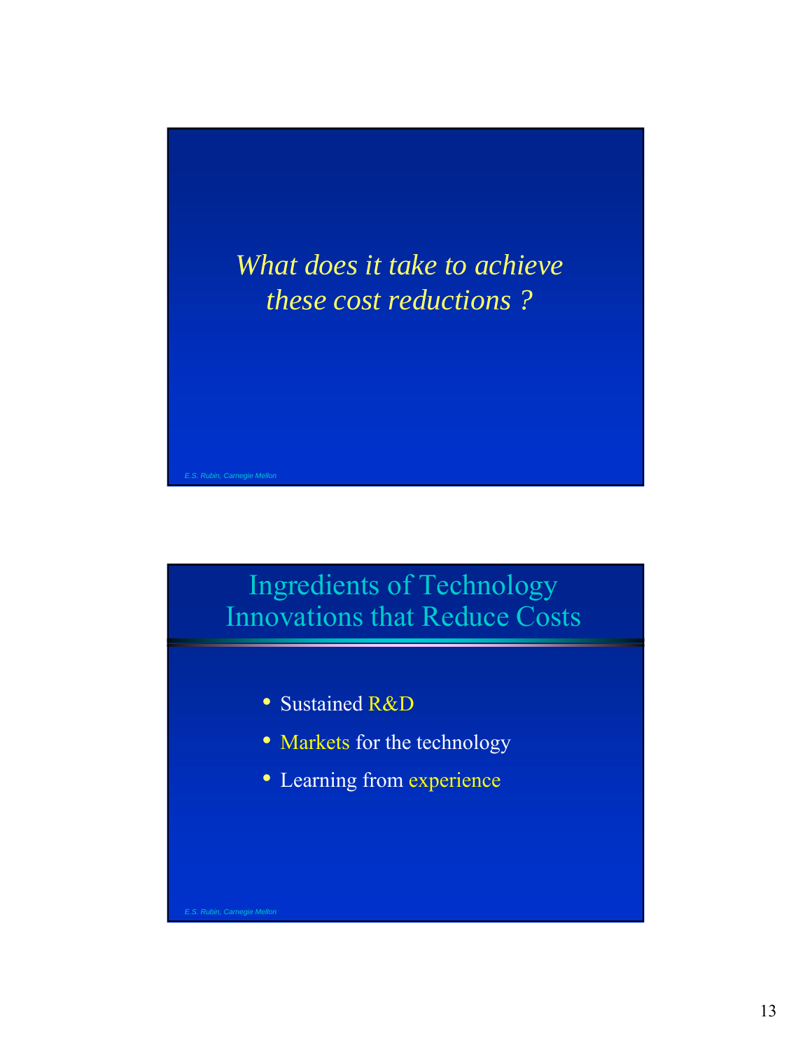*What does it take to achieve these cost reductions ?*

E.S. Rubin, Carnegie Mellon

## Ingredients of Technology Innovations that Reduce Costs

- Sustained R&D
- Markets for the technology
- Learning from experience

E.S. Rubin, Carnegie Mellon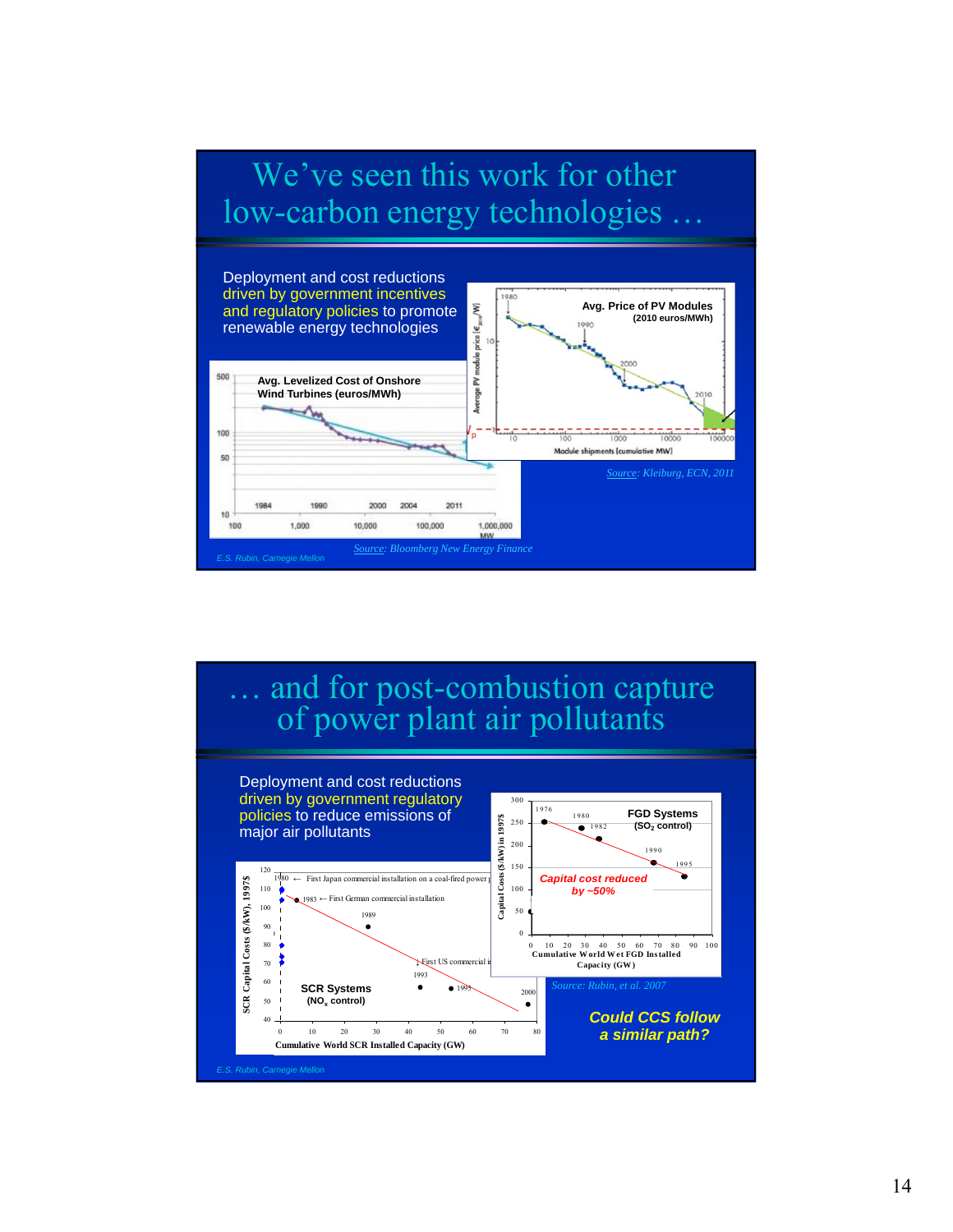# We've seen this work for other low-carbon energy technologies …

Deployment and cost reductions driven by government incentives and regulatory policies to promote renewable energy technologies

**Avg. Levelized Cost of Onshore Wind Turbines (euros/MWh)**

Source: Bloomberg New Energy Finance

**Avg. Price of PV Modules (2010 euros/MWh)**

Source: Kleiburg, ECN, 2011

E.S. Rubin, Carnegie Mellon

# … and for post-combustion capture of power plant air pollutants

Deployment and cost reductions driven by government regulatory policies to reduce emissions of major air pollutants

**SCR Systems ($NO_x$ control)**

1980 ← First Japan commercial installation on a coal-fired power plant

1983 ← First German commercial installation

First US commercial installation

Cumulative World SCR Installed Capacity (GW)

**FGD Systems ($SO_2$ control)**

*Capital cost reduced by ~50%*

Cumulative World Wet FGD Installed Capacity (GW)

Source: Rubin, et al. 2007

***Could CCS follow a similar path?***

E.S. Rubin, Carnegie Mellon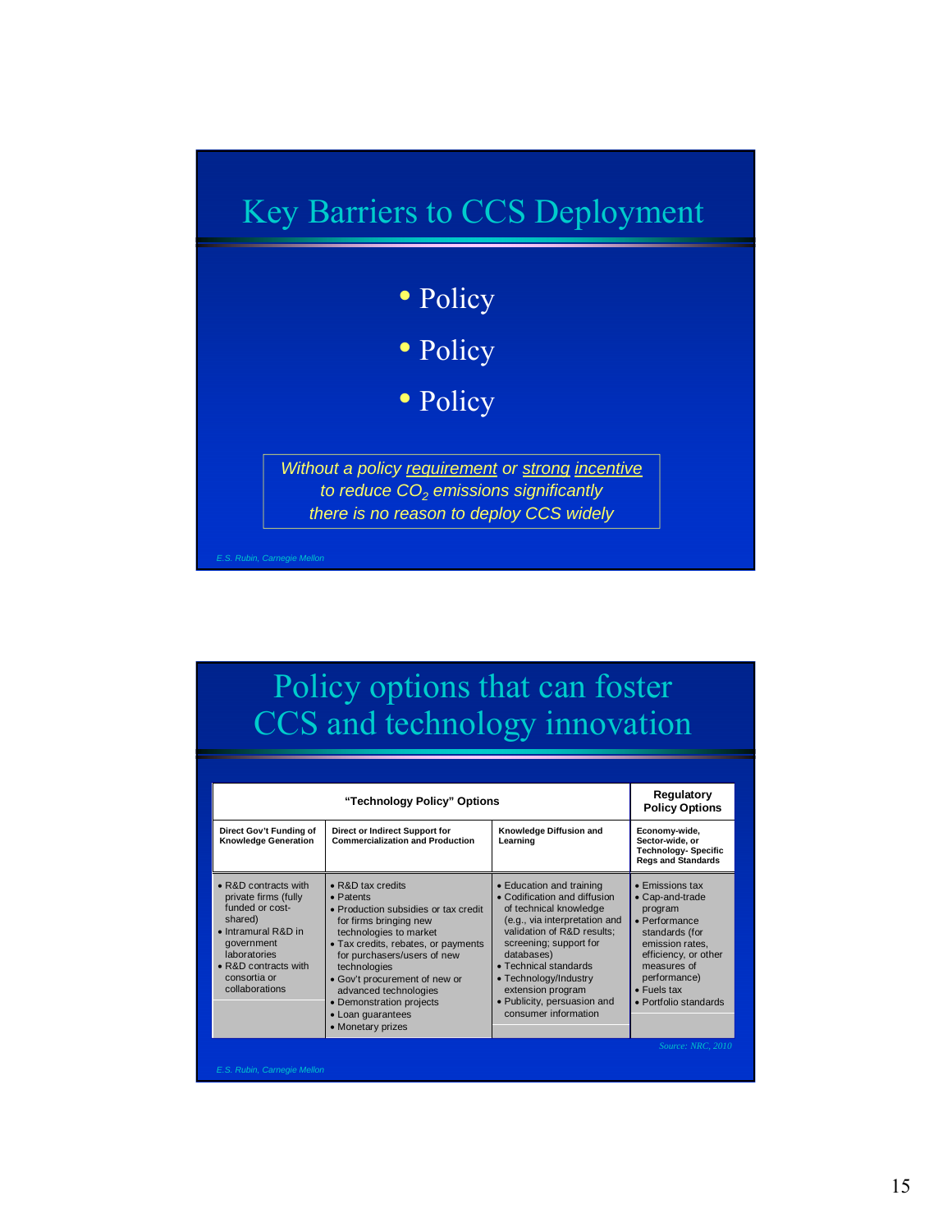## Key Barriers to CCS Deployment

- Policy
- Policy
- Policy

*Without a policy requirement or strong incentive to reduce $CO_2$ emissions significantly there is no reason to deploy CCS widely*

E.S. Rubin, Carnegie Mellon

## Policy options that can foster CCS and technology innovation

| "Technology Policy" Options | | | Regulatory Policy Options |
|---|---|---|---|
| **Direct Gov't Funding of Knowledge Generation** | **Direct or Indirect Support for Commercialization and Production** | **Knowledge Diffusion and Learning** | **Economy-wide, Sector-wide, or Technology- Specific Regs and Standards** |
| • R&D contracts with private firms (fully funded or cost-shared)<br>• Intramural R&D in government laboratories<br>• R&D contracts with consortia or collaborations | • R&D tax credits<br>• Patents<br>• Production subsidies or tax credit for firms bringing new technologies to market<br>• Tax credits, rebates, or payments for purchasers/users of new technologies<br>• Gov't procurement of new or advanced technologies<br>• Demonstration projects<br>• Loan guarantees<br>• Monetary prizes | • Education and training<br>• Codification and diffusion of technical knowledge (e.g., via interpretation and validation of R&D results; screening; support for databases)<br>• Technical standards<br>• Technology/Industry extension program<br>• Publicity, persuasion and consumer information | • Emissions tax<br>• Cap-and-trade program<br>• Performance standards (for emission rates, efficiency, or other measures of performance)<br>• Fuels tax<br>• Portfolio standards |

*Source: NRC, 2010*

E.S. Rubin, Carnegie Mellon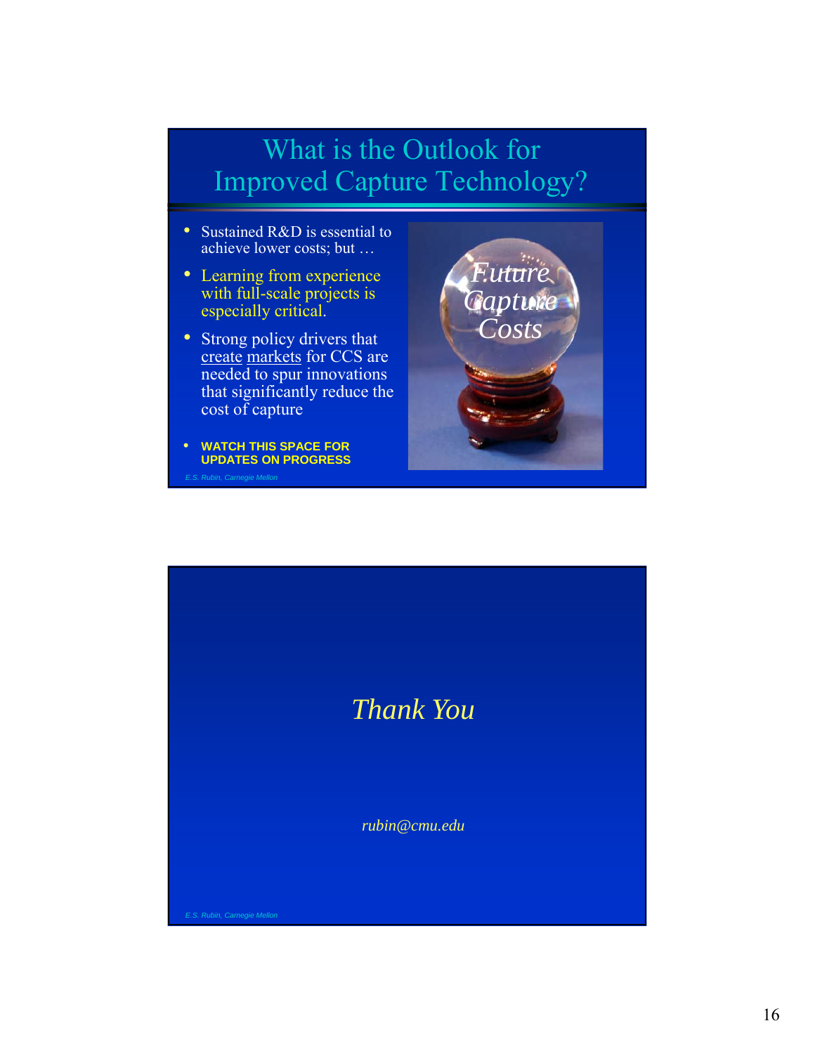## What is the Outlook for Improved Capture Technology?

- Sustained R&D is essential to achieve lower costs; but …
- Learning from experience with full-scale projects is especially critical.
- Strong policy drivers that create markets for CCS are needed to spur innovations that significantly reduce the cost of capture
- **WATCH THIS SPACE FOR UPDATES ON PROGRESS**

Future Capture Costs

*E.S. Rubin, Carnegie Mellon*

## *Thank You*

*rubin@cmu.edu*

*E.S. Rubin, Carnegie Mellon*